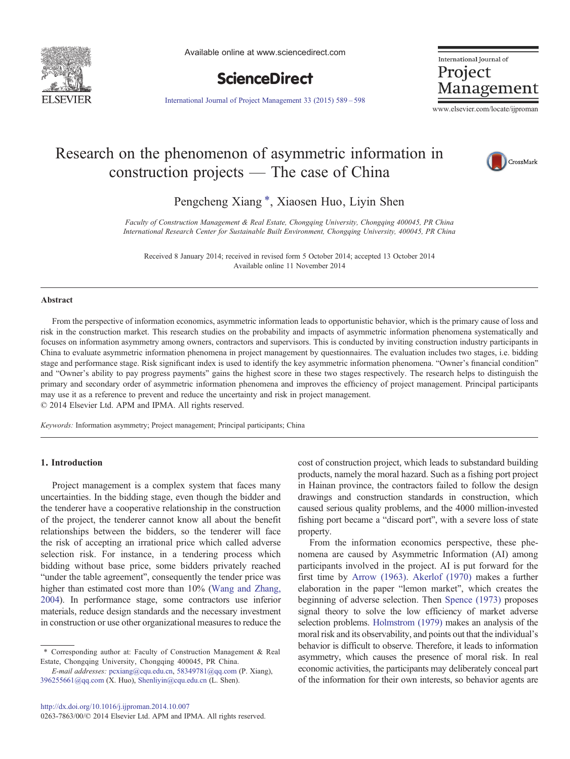# Research on the phenomenon of asymmetric information in construction projects — The case of China

Pengcheng Xiang *, Xiaosen Huo, Liyin Shen

*Faculty of Construction Management & Real Estate, Chongqing University, Chongqing 400045, PR China*
*International Research Center for Sustainable Built Environment, Chongqing University, 400045, PR China*

Received 8 January 2014; received in revised form 5 October 2014; accepted 13 October 2014
Available online 11 November 2014

## Abstract

From the perspective of information economics, asymmetric information leads to opportunistic behavior, which is the primary cause of loss and risk in the construction market. This research studies on the probability and impacts of asymmetric information phenomena systematically and focuses on information asymmetry among owners, contractors and supervisors. This is conducted by inviting construction industry participants in China to evaluate asymmetric information phenomena in project management by questionnaires. The evaluation includes two stages, i.e. bidding stage and performance stage. Risk significant index is used to identify the key asymmetric information phenomena. "Owner's financial condition" and "Owner's ability to pay progress payments" gains the highest score in these two stages respectively. The research helps to distinguish the primary and secondary order of asymmetric information phenomena and improves the efficiency of project management. Principal participants may use it as a reference to prevent and reduce the uncertainty and risk in project management.
© 2014 Elsevier Ltd. APM and IPMA. All rights reserved.

*Keywords:* Information asymmetry; Project management; Principal participants; China

## 1. Introduction

Project management is a complex system that faces many uncertainties. In the bidding stage, even though the bidder and the tenderer have a cooperative relationship in the construction of the project, the tenderer cannot know all about the benefit relationships between the bidders, so the tenderer will face the risk of accepting an irrational price which called adverse selection risk. For instance, in a tendering process which bidding without base price, some bidders privately reached "under the table agreement", consequently the tender price was higher than estimated cost more than 10% (Wang and Zhang, 2004). In performance stage, some contractors use inferior materials, reduce design standards and the necessary investment in construction or use other organizational measures to reduce the cost of construction project, which leads to substandard building products, namely the moral hazard. Such as a fishing port project in Hainan province, the contractors failed to follow the design drawings and construction standards in construction, which caused serious quality problems, and the 4000 million-invested fishing port became a "discard port", with a severe loss of state property.

From the information economics perspective, these phenomena are caused by Asymmetric Information (AI) among participants involved in the project. AI is put forward for the first time by Arrow (1963). Akerlof (1970) makes a further elaboration in the paper "lemon market", which creates the beginning of adverse selection. Then Spence (1973) proposes signal theory to solve the low efficiency of market adverse selection problems. Holmstrom (1979) makes an analysis of the moral risk and its observability, and points out that the individual's behavior is difficult to observe. Therefore, it leads to information asymmetry, which causes the presence of moral risk. In real economic activities, the participants may deliberately conceal part of the information for their own interests, so behavior agents are

* Corresponding author at: Faculty of Construction Management & Real Estate, Chongqing University, Chongqing 400045, PR China.
*E-mail addresses:* pcxiang@cqu.edu.cn, 58349781@qq.com (P. Xiang), 396255661@qq.com (X. Huo), Shenliyin@cqu.edu.cn (L. Shen).

http://dx.doi.org/10.1016/j.ijproman.2014.10.007
0263-7863/00/© 2014 Elsevier Ltd. APM and IPMA. All rights reserved.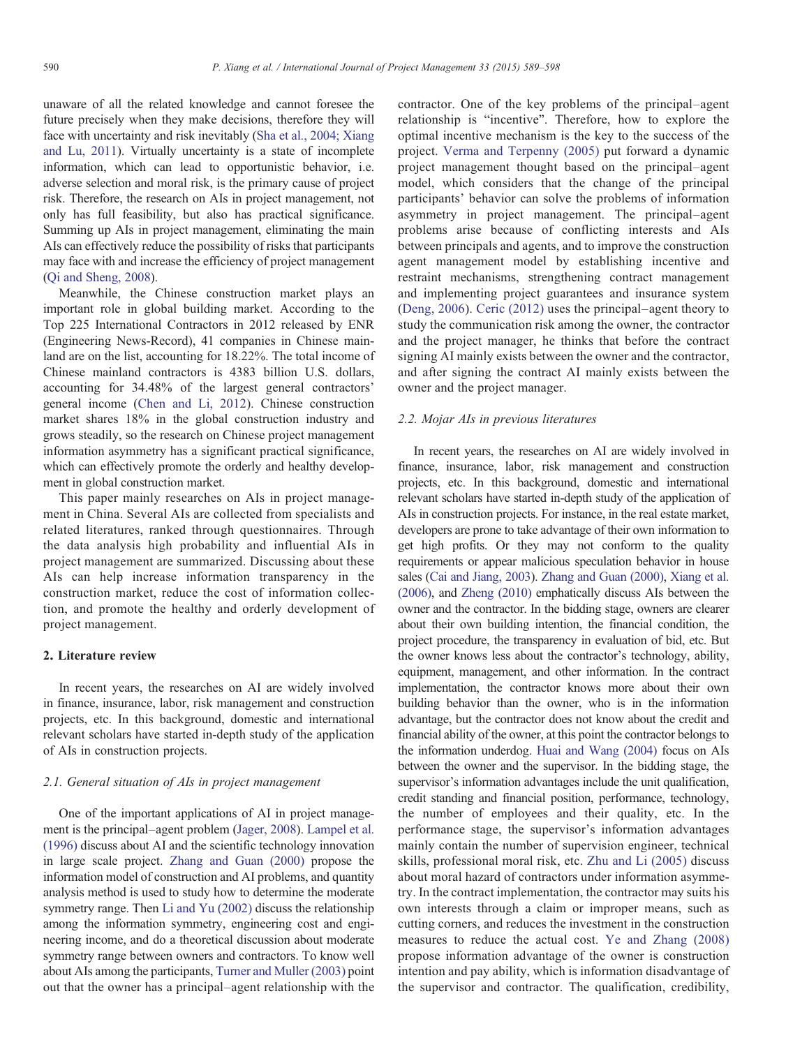unaware of all the related knowledge and cannot foresee the future precisely when they make decisions, therefore they will face with uncertainty and risk inevitably (Sha et al., 2004; Xiang and Lu, 2011). Virtually uncertainty is a state of incomplete information, which can lead to opportunistic behavior, i.e. adverse selection and moral risk, is the primary cause of project risk. Therefore, the research on AIs in project management, not only has full feasibility, but also has practical significance. Summing up AIs in project management, eliminating the main AIs can effectively reduce the possibility of risks that participants may face with and increase the efficiency of project management (Qi and Sheng, 2008).

Meanwhile, the Chinese construction market plays an important role in global building market. According to the Top 225 International Contractors in 2012 released by ENR (Engineering News-Record), 41 companies in Chinese mainland are on the list, accounting for 18.22%. The total income of Chinese mainland contractors is 4383 billion U.S. dollars, accounting for 34.48% of the largest general contractors' general income (Chen and Li, 2012). Chinese construction market shares 18% in the global construction industry and grows steadily, so the research on Chinese project management information asymmetry has a significant practical significance, which can effectively promote the orderly and healthy development in global construction market.

This paper mainly researches on AIs in project management in China. Several AIs are collected from specialists and related literatures, ranked through questionnaires. Through the data analysis high probability and influential AIs in project management are summarized. Discussing about these AIs can help increase information transparency in the construction market, reduce the cost of information collection, and promote the healthy and orderly development of project management.

## 2. Literature review

In recent years, the researches on AI are widely involved in finance, insurance, labor, risk management and construction projects, etc. In this background, domestic and international relevant scholars have started in-depth study of the application of AIs in construction projects.

### 2.1. General situation of AIs in project management

One of the important applications of AI in project management is the principal–agent problem (Jager, 2008). Lampel et al. (1996) discuss about AI and the scientific technology innovation in large scale project. Zhang and Guan (2000) propose the information model of construction and AI problems, and quantity analysis method is used to study how to determine the moderate symmetry range. Then Li and Yu (2002) discuss the relationship among the information symmetry, engineering cost and engineering income, and do a theoretical discussion about moderate symmetry range between owners and contractors. To know well about AIs among the participants, Turner and Muller (2003) point out that the owner has a principal–agent relationship with the contractor. One of the key problems of the principal–agent relationship is "incentive". Therefore, how to explore the optimal incentive mechanism is the key to the success of the project. Verma and Terpenny (2005) put forward a dynamic project management thought based on the principal–agent model, which considers that the change of the principal participants' behavior can solve the problems of information asymmetry in project management. The principal–agent problems arise because of conflicting interests and AIs between principals and agents, and to improve the construction agent management model by establishing incentive and restraint mechanisms, strengthening contract management and implementing project guarantees and insurance system (Deng, 2006). Ceric (2012) uses the principal–agent theory to study the communication risk among the owner, the contractor and the project manager, he thinks that before the contract signing AI mainly exists between the owner and the contractor, and after signing the contract AI mainly exists between the owner and the project manager.

### 2.2. Mojar AIs in previous literatures

In recent years, the researches on AI are widely involved in finance, insurance, labor, risk management and construction projects, etc. In this background, domestic and international relevant scholars have started in-depth study of the application of AIs in construction projects. For instance, in the real estate market, developers are prone to take advantage of their own information to get high profits. Or they may not conform to the quality requirements or appear malicious speculation behavior in house sales (Cai and Jiang, 2003). Zhang and Guan (2000), Xiang et al. (2006), and Zheng (2010) emphatically discuss AIs between the owner and the contractor. In the bidding stage, owners are clearer about their own building intention, the financial condition, the project procedure, the transparency in evaluation of bid, etc. But the owner knows less about the contractor's technology, ability, equipment, management, and other information. In the contract implementation, the contractor knows more about their own building behavior than the owner, who is in the information advantage, but the contractor does not know about the credit and financial ability of the owner, at this point the contractor belongs to the information underdog. Huai and Wang (2004) focus on AIs between the owner and the supervisor. In the bidding stage, the supervisor's information advantages include the unit qualification, credit standing and financial position, performance, technology, the number of employees and their quality, etc. In the performance stage, the supervisor's information advantages mainly contain the number of supervision engineer, technical skills, professional moral risk, etc. Zhu and Li (2005) discuss about moral hazard of contractors under information asymmetry. In the contract implementation, the contractor may suits his own interests through a claim or improper means, such as cutting corners, and reduces the investment in the construction measures to reduce the actual cost. Ye and Zhang (2008) propose information advantage of the owner is construction intention and pay ability, which is information disadvantage of the supervisor and contractor. The qualification, credibility,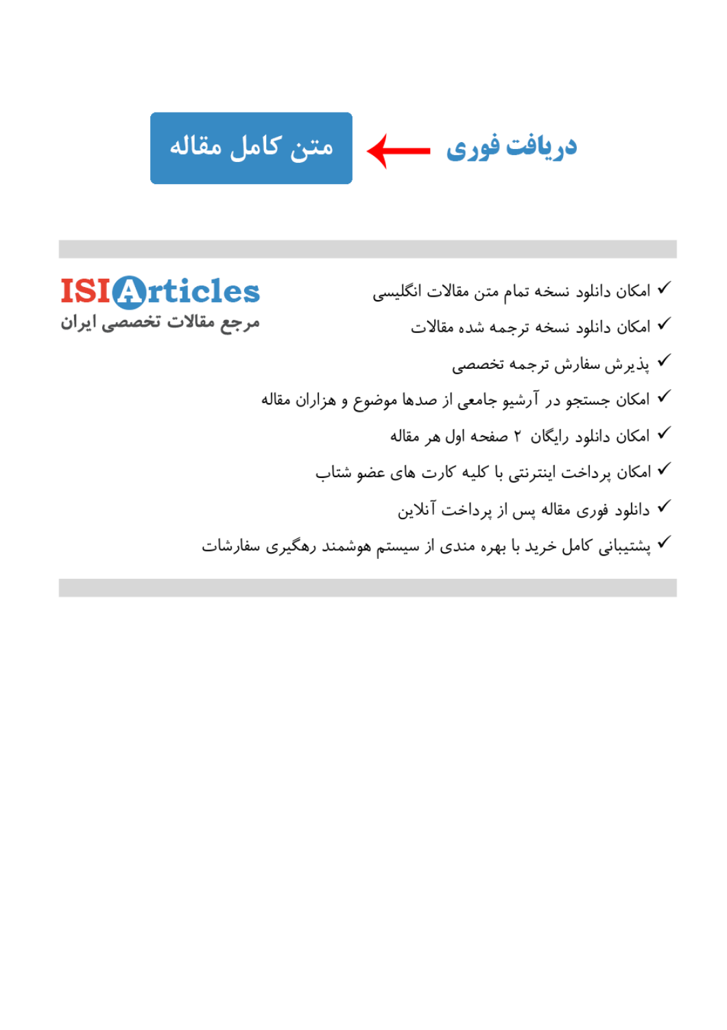دریافت فوری ← متن کامل مقاله

**ISIArticles**
مرجع مقالات تخصصی ایران

- ✓ امکان دانلود نسخه تمام متن مقالات انگلیسی
- ✓ امکان دانلود نسخه ترجمه شده مقالات
- ✓ پذیرش سفارش ترجمه تخصصی
- ✓ امکان جستجو در آرشیو جامعی از صدها موضوع و هزاران مقاله
- ✓ امکان دانلود رایگان ۲ صفحه اول هر مقاله
- ✓ امکان پرداخت اینترنتی با کلیه کارت های عضو شتاب
- ✓ دانلود فوری مقاله پس از پرداخت آنلاین
- ✓ پشتیبانی کامل خرید با بهره مندی از سیستم هوشمند رهگیری سفارشات